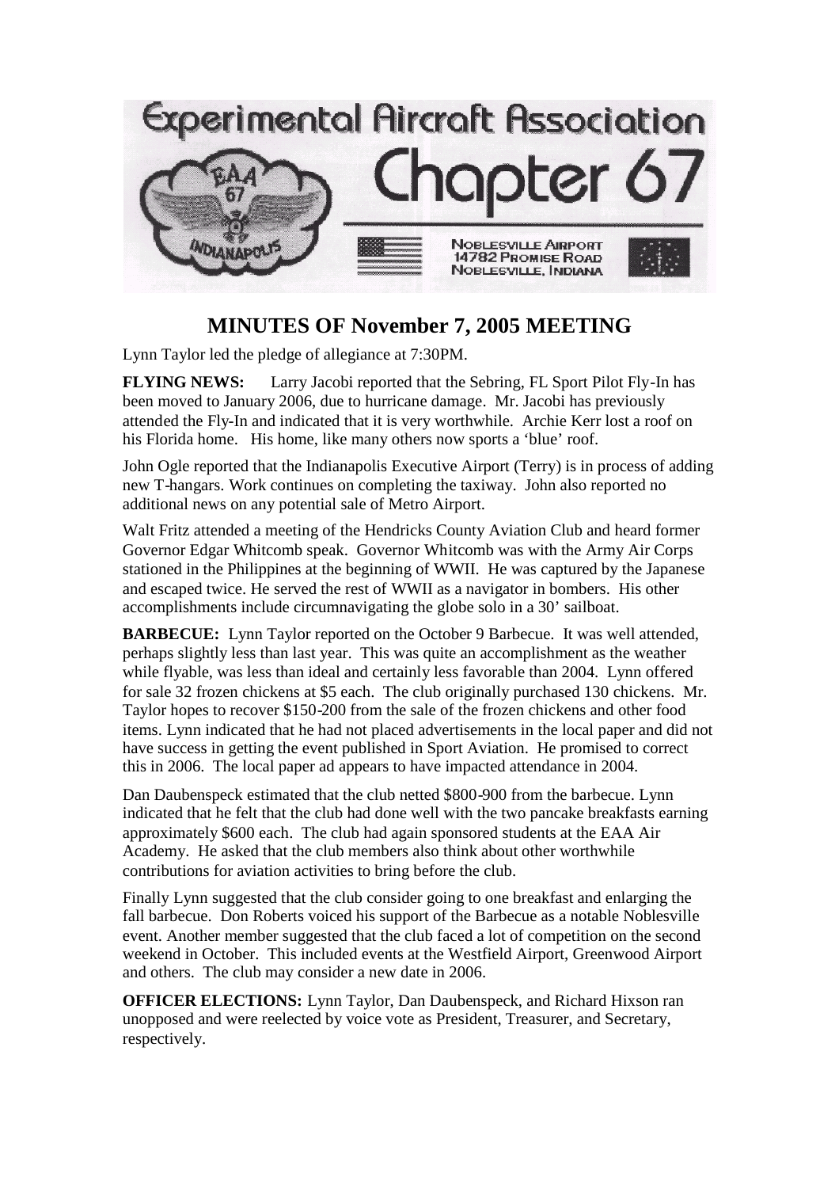Experimental Aircraft Association

Chapter 67

NOBLESVILLE AIRPORT
14782 PROMISE ROAD
NOBLESVILLE, INDIANA

# MINUTES OF November 7, 2005 MEETING

Lynn Taylor led the pledge of allegiance at 7:30PM.

**FLYING NEWS:** Larry Jacobi reported that the Sebring, FL Sport Pilot Fly-In has been moved to January 2006, due to hurricane damage. Mr. Jacobi has previously attended the Fly-In and indicated that it is very worthwhile. Archie Kerr lost a roof on his Florida home. His home, like many others now sports a 'blue' roof.

John Ogle reported that the Indianapolis Executive Airport (Terry) is in process of adding new T-hangars. Work continues on completing the taxiway. John also reported no additional news on any potential sale of Metro Airport.

Walt Fritz attended a meeting of the Hendricks County Aviation Club and heard former Governor Edgar Whitcomb speak. Governor Whitcomb was with the Army Air Corps stationed in the Philippines at the beginning of WWII. He was captured by the Japanese and escaped twice. He served the rest of WWII as a navigator in bombers. His other accomplishments include circumnavigating the globe solo in a 30' sailboat.

**BARBECUE:** Lynn Taylor reported on the October 9 Barbecue. It was well attended, perhaps slightly less than last year. This was quite an accomplishment as the weather while flyable, was less than ideal and certainly less favorable than 2004. Lynn offered for sale 32 frozen chickens at $5 each. The club originally purchased 130 chickens. Mr. Taylor hopes to recover $150-200 from the sale of the frozen chickens and other food items. Lynn indicated that he had not placed advertisements in the local paper and did not have success in getting the event published in Sport Aviation. He promised to correct this in 2006. The local paper ad appears to have impacted attendance in 2004.

Dan Daubenspeck estimated that the club netted $800-900 from the barbecue. Lynn indicated that he felt that the club had done well with the two pancake breakfasts earning approximately $600 each. The club had again sponsored students at the EAA Air Academy. He asked that the club members also think about other worthwhile contributions for aviation activities to bring before the club.

Finally Lynn suggested that the club consider going to one breakfast and enlarging the fall barbecue. Don Roberts voiced his support of the Barbecue as a notable Noblesville event. Another member suggested that the club faced a lot of competition on the second weekend in October. This included events at the Westfield Airport, Greenwood Airport and others. The club may consider a new date in 2006.

**OFFICER ELECTIONS:** Lynn Taylor, Dan Daubenspeck, and Richard Hixson ran unopposed and were reelected by voice vote as President, Treasurer, and Secretary, respectively.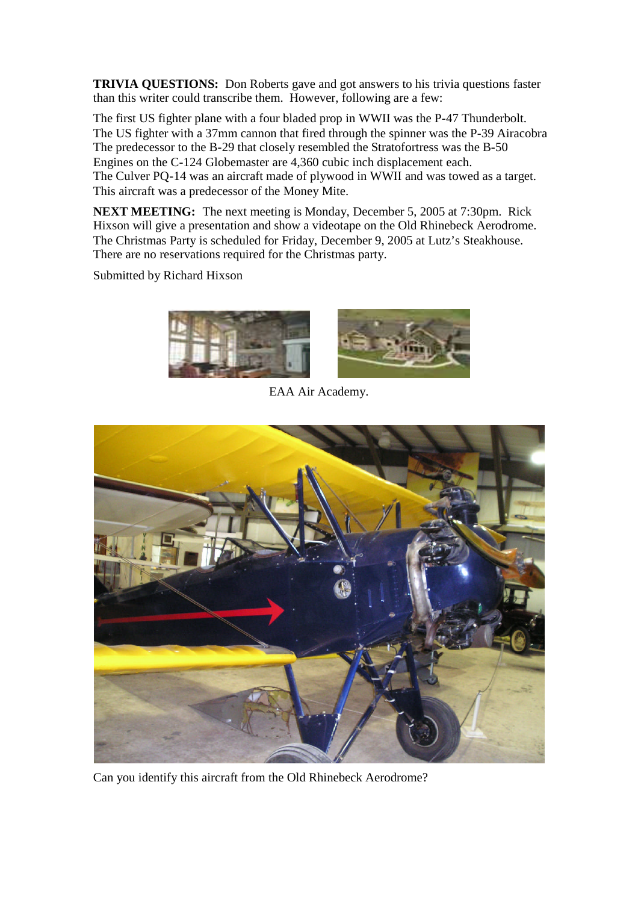**TRIVIA QUESTIONS:** Don Roberts gave and got answers to his trivia questions faster than this writer could transcribe them. However, following are a few:

The first US fighter plane with a four bladed prop in WWII was the P-47 Thunderbolt.
The US fighter with a 37mm cannon that fired through the spinner was the P-39 Airacobra
The predecessor to the B-29 that closely resembled the Stratofortress was the B-50
Engines on the C-124 Globemaster are 4,360 cubic inch displacement each.
The Culver PQ-14 was an aircraft made of plywood in WWII and was towed as a target.
This aircraft was a predecessor of the Money Mite.

**NEXT MEETING:** The next meeting is Monday, December 5, 2005 at 7:30pm. Rick Hixson will give a presentation and show a videotape on the Old Rhinebeck Aerodrome. The Christmas Party is scheduled for Friday, December 9, 2005 at Lutz's Steakhouse. There are no reservations required for the Christmas party.

Submitted by Richard Hixson

EAA Air Academy.

Can you identify this aircraft from the Old Rhinebeck Aerodrome?